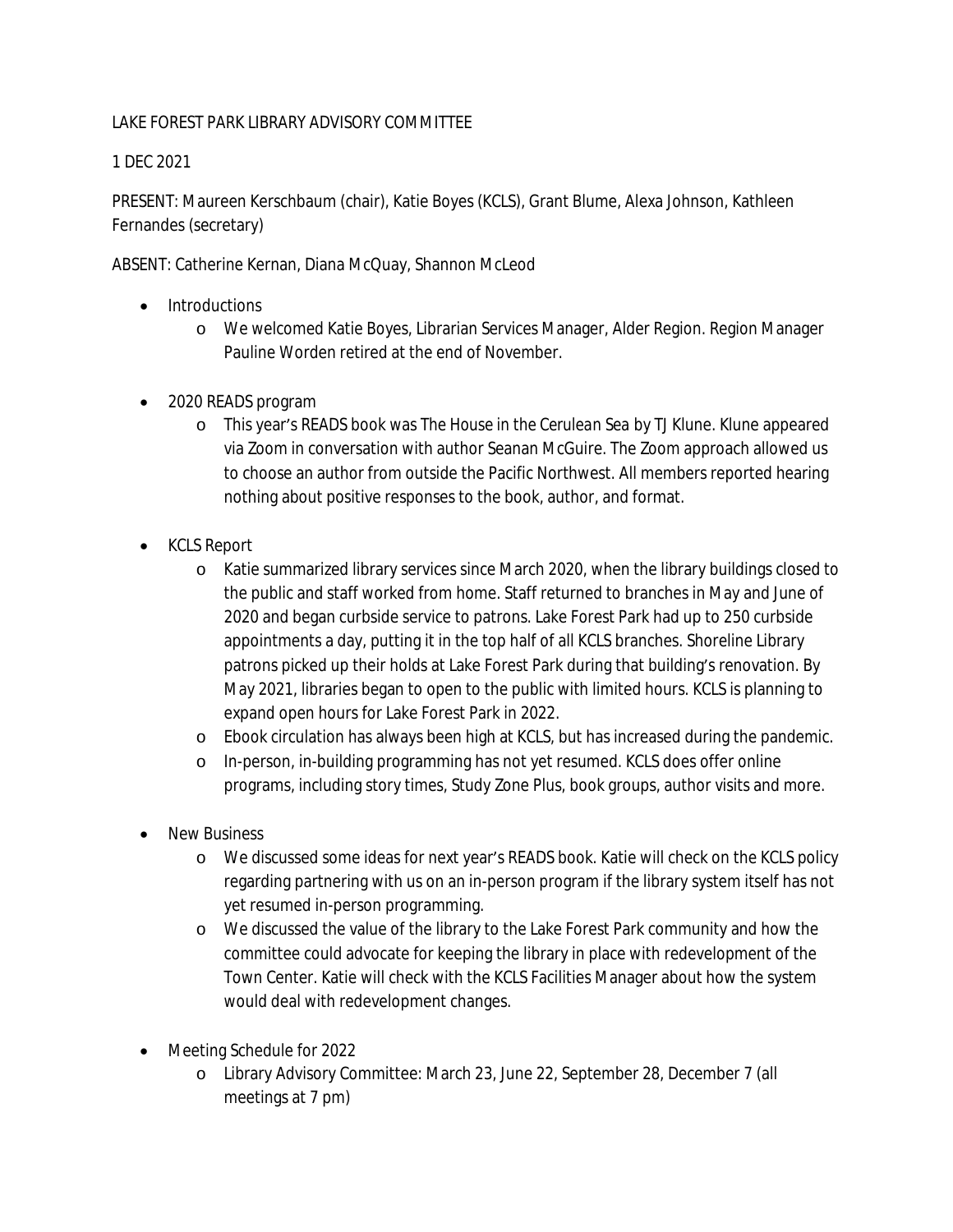LAKE FOREST PARK LIBRARY ADVISORY COMMITTEE

1 DEC 2021

PRESENT: Maureen Kerschbaum (chair), Katie Boyes (KCLS), Grant Blume, Alexa Johnson, Kathleen Fernandes (secretary)

ABSENT: Catherine Kernan, Diana McQuay, Shannon McLeod

- Introductions
  - We welcomed Katie Boyes, Librarian Services Manager, Alder Region. Region Manager Pauline Worden retired at the end of November.

- 2020 READS program
  - This year's READS book was The House in the Cerulean Sea by TJ Klune. Klune appeared via Zoom in conversation with author Seanan McGuire. The Zoom approach allowed us to choose an author from outside the Pacific Northwest. All members reported hearing nothing about positive responses to the book, author, and format.

- KCLS Report
  - Katie summarized library services since March 2020, when the library buildings closed to the public and staff worked from home. Staff returned to branches in May and June of 2020 and began curbside service to patrons. Lake Forest Park had up to 250 curbside appointments a day, putting it in the top half of all KCLS branches. Shoreline Library patrons picked up their holds at Lake Forest Park during that building's renovation. By May 2021, libraries began to open to the public with limited hours. KCLS is planning to expand open hours for Lake Forest Park in 2022.
  - Ebook circulation has always been high at KCLS, but has increased during the pandemic.
  - In-person, in-building programming has not yet resumed. KCLS does offer online programs, including story times, Study Zone Plus, book groups, author visits and more.

- New Business
  - We discussed some ideas for next year's READS book. Katie will check on the KCLS policy regarding partnering with us on an in-person program if the library system itself has not yet resumed in-person programming.
  - We discussed the value of the library to the Lake Forest Park community and how the committee could advocate for keeping the library in place with redevelopment of the Town Center. Katie will check with the KCLS Facilities Manager about how the system would deal with redevelopment changes.

- Meeting Schedule for 2022
  - Library Advisory Committee: March 23, June 22, September 28, December 7 (all meetings at 7 pm)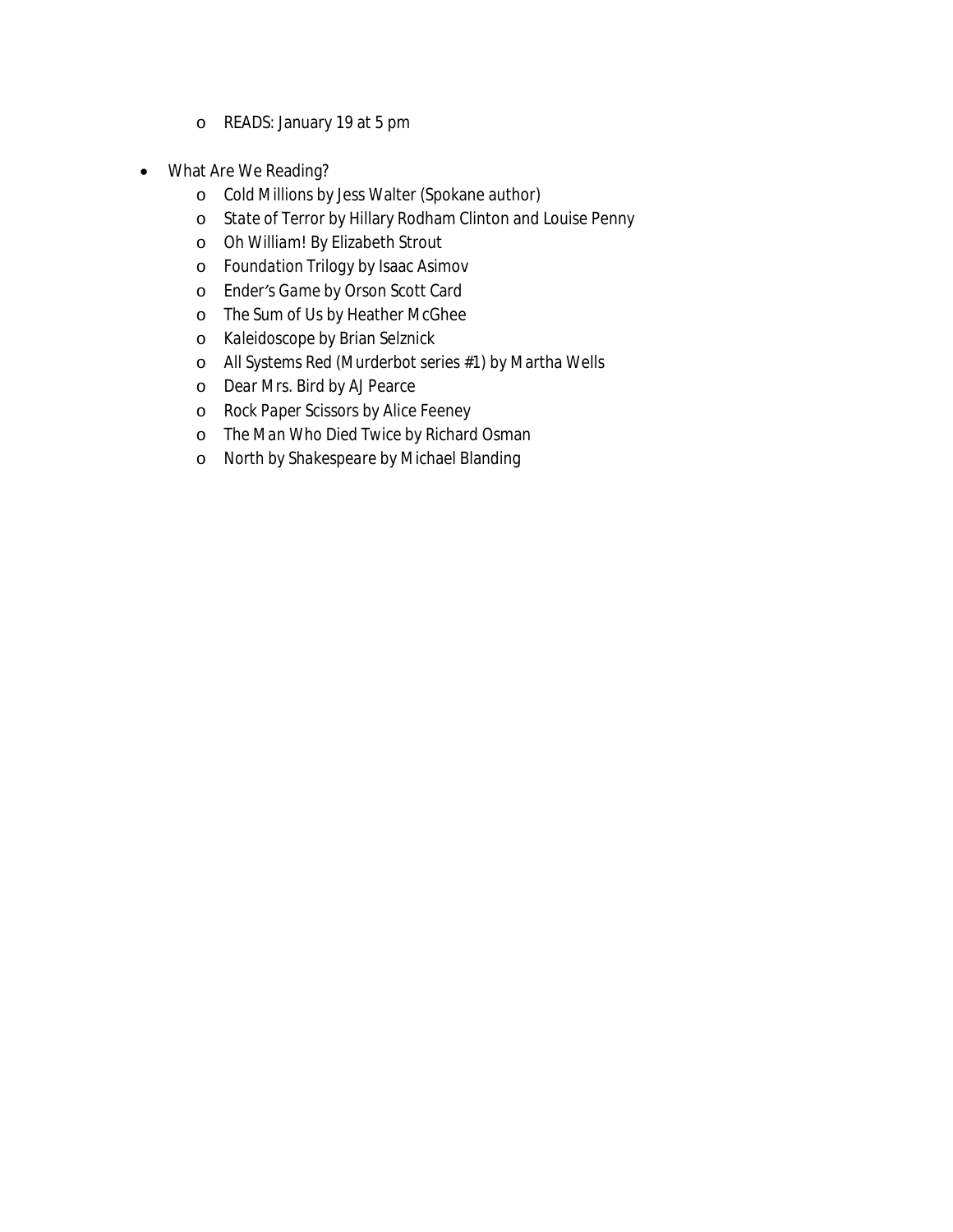- READS: January 19 at 5 pm

- What Are We Reading?
  - Cold Millions by Jess Walter (Spokane author)
  - State of Terror by Hillary Rodham Clinton and Louise Penny
  - Oh William! By Elizabeth Strout
  - Foundation Trilogy by Isaac Asimov
  - Ender's Game by Orson Scott Card
  - The Sum of Us by Heather McGhee
  - Kaleidoscope by Brian Selznick
  - All Systems Red (Murderbot series #1) by Martha Wells
  - Dear Mrs. Bird by AJ Pearce
  - Rock Paper Scissors by Alice Feeney
  - The Man Who Died Twice by Richard Osman
  - North by Shakespeare by Michael Blanding